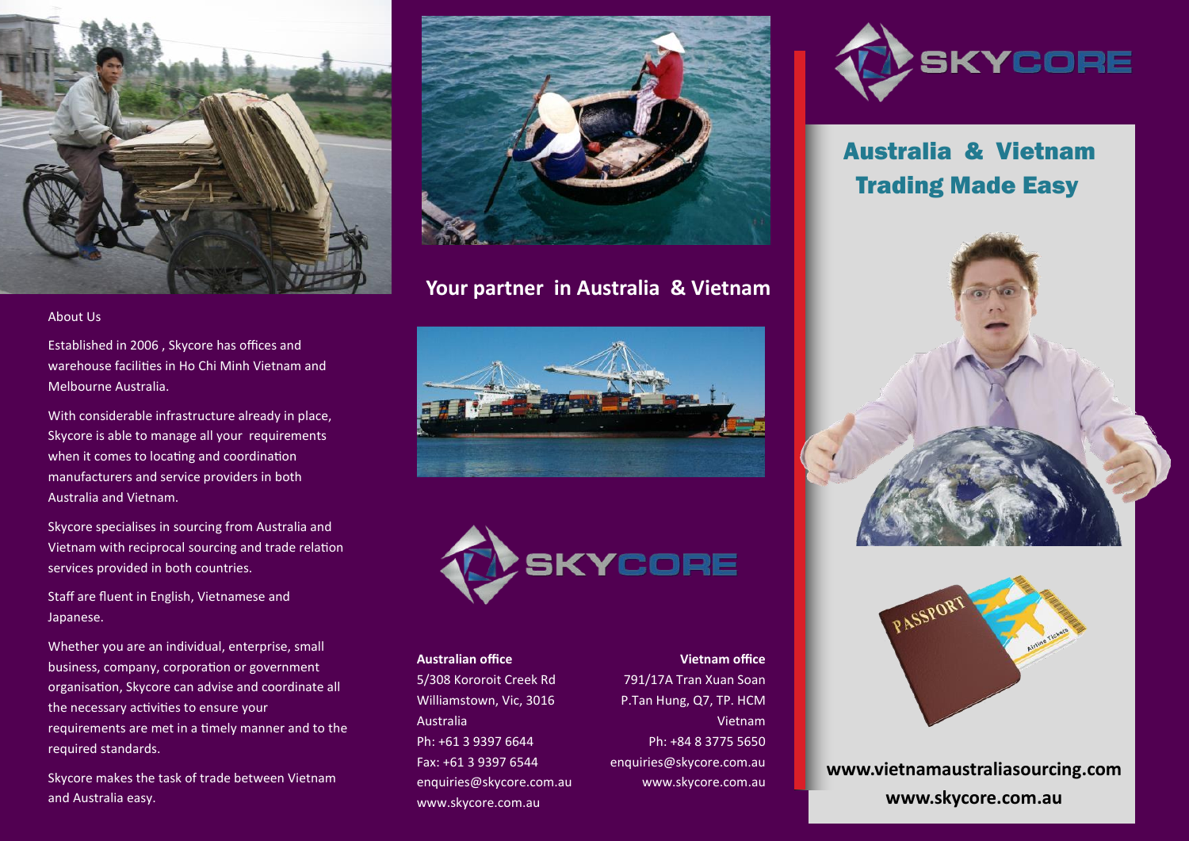## About Us

Established in 2006 , Skycore has offices and warehouse facilities in Ho Chi Minh Vietnam and Melbourne Australia.

With considerable infrastructure already in place, Skycore is able to manage all your requirements when it comes to locating and coordination manufacturers and service providers in both Australia and Vietnam.

Skycore specialises in sourcing from Australia and Vietnam with reciprocal sourcing and trade relation services provided in both countries.

Staff are fluent in English, Vietnamese and Japanese.

Whether you are an individual, enterprise, small business, company, corporation or government organisation, Skycore can advise and coordinate all the necessary activities to ensure your requirements are met in a timely manner and to the required standards.

Skycore makes the task of trade between Vietnam and Australia easy.

## Your partner in Australia & Vietnam

SKYCORE

**Australian office**
5/308 Kororoit Creek Rd
Williamstown, Vic, 3016
Australia
Ph: +61 3 9397 6644
Fax: +61 3 9397 6544
enquiries@skycore.com.au
www.skycore.com.au

**Vietnam office**
791/17A Tran Xuan Soan
P.Tan Hung, Q7, TP. HCM
Vietnam
Ph: +84 8 3775 5650
enquiries@skycore.com.au
www.skycore.com.au

SKYCORE

# Australia & Vietnam Trading Made Easy

**www.vietnamaustraliasourcing.com**

**www.skycore.com.au**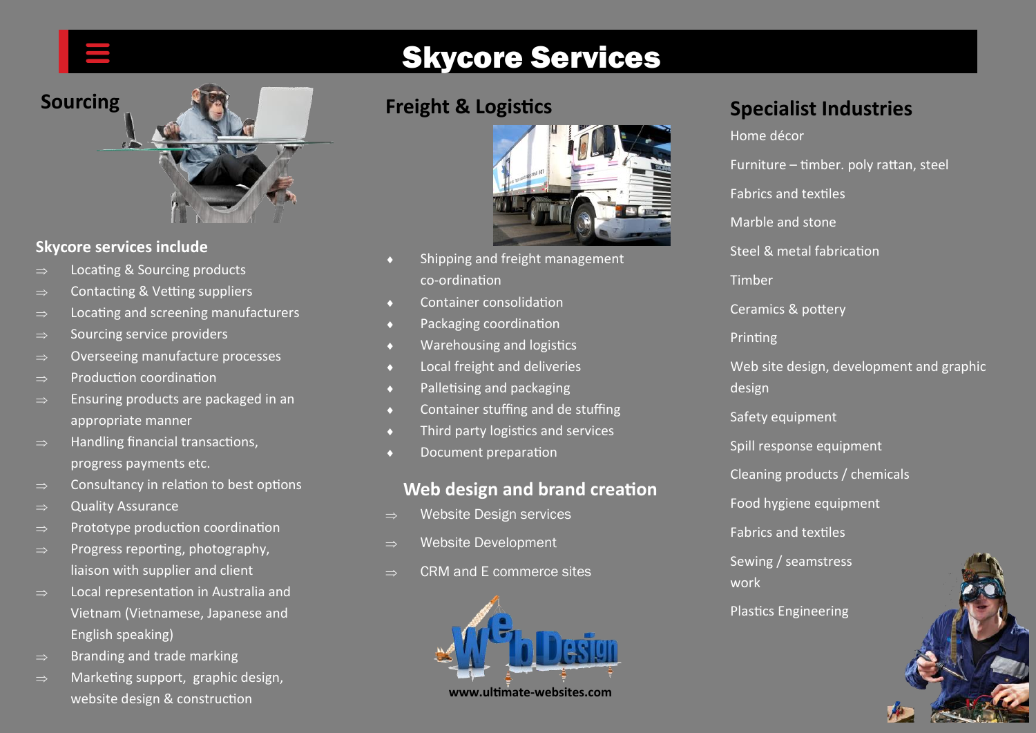# Skycore Services

## Sourcing

### Skycore services include

- Locating & Sourcing products
- Contacting & Vetting suppliers
- Locating and screening manufacturers
- Sourcing service providers
- Overseeing manufacture processes
- Production coordination
- Ensuring products are packaged in an appropriate manner
- Handling financial transactions, progress payments etc.
- Consultancy in relation to best options
- Quality Assurance
- Prototype production coordination
- Progress reporting, photography, liaison with supplier and client
- Local representation in Australia and Vietnam (Vietnamese, Japanese and English speaking)
- Branding and trade marking
- Marketing support, graphic design, website design & construction

## Freight & Logistics

- Shipping and freight management co-ordination
- Container consolidation
- Packaging coordination
- Warehousing and logistics
- Local freight and deliveries
- Palletising and packaging
- Container stuffing and de stuffing
- Third party logistics and services
- Document preparation

### Web design and brand creation

- Website Design services
- Website Development
- CRM and E commerce sites

www.ultimate-websites.com

## Specialist Industries

Home décor

Furniture – timber. poly rattan, steel

Fabrics and textiles

Marble and stone

Steel & metal fabrication

Timber

Ceramics & pottery

Printing

Web site design, development and graphic design

Safety equipment

Spill response equipment

Cleaning products / chemicals

Food hygiene equipment

Fabrics and textiles

Sewing / seamstress work

Plastics Engineering